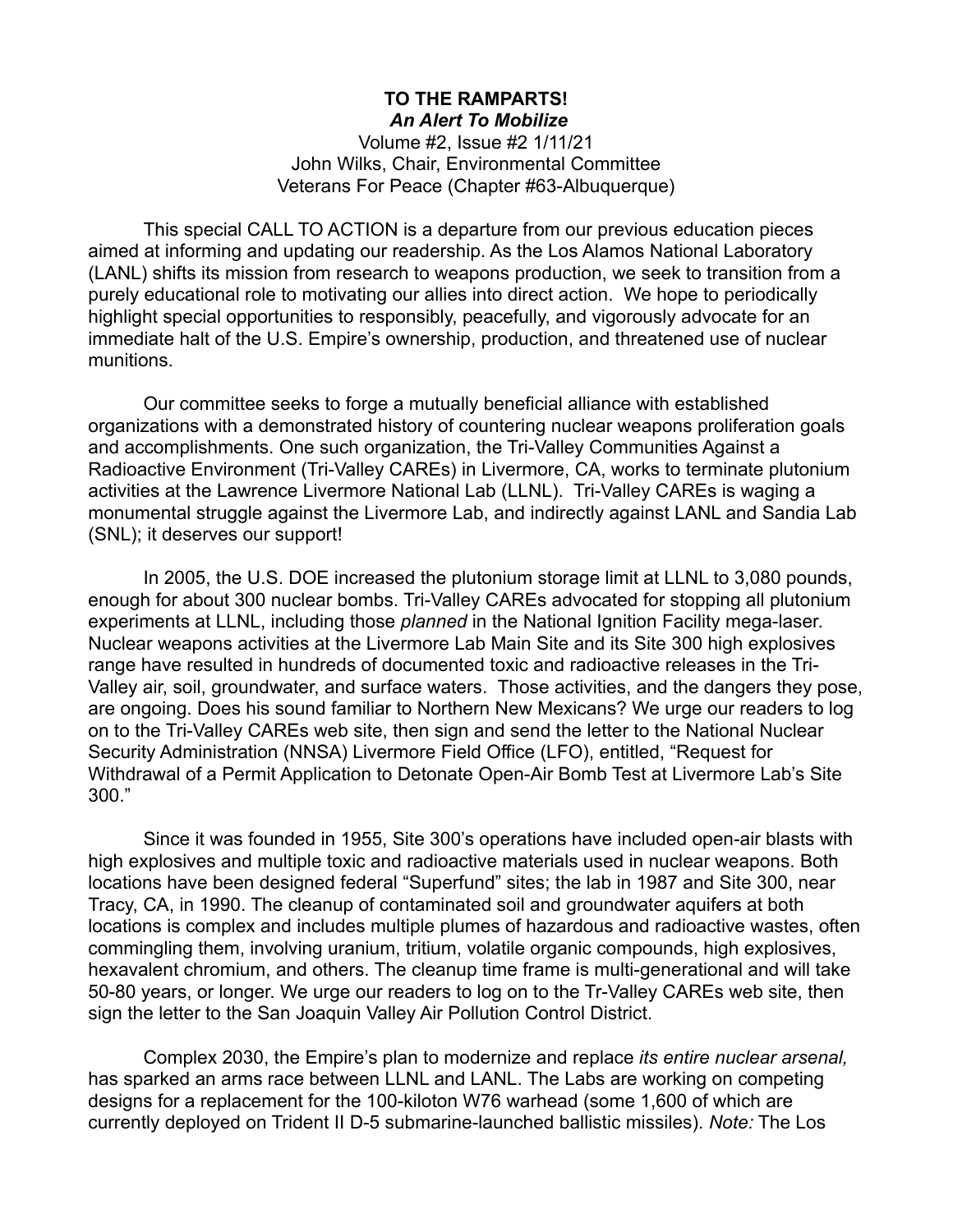**TO THE RAMPARTS!**
***An Alert To Mobilize***
Volume #2, Issue #2 1/11/21
John Wilks, Chair, Environmental Committee
Veterans For Peace (Chapter #63-Albuquerque)

This special CALL TO ACTION is a departure from our previous education pieces aimed at informing and updating our readership. As the Los Alamos National Laboratory (LANL) shifts its mission from research to weapons production, we seek to transition from a purely educational role to motivating our allies into direct action. We hope to periodically highlight special opportunities to responsibly, peacefully, and vigorously advocate for an immediate halt of the U.S. Empire's ownership, production, and threatened use of nuclear munitions.

Our committee seeks to forge a mutually beneficial alliance with established organizations with a demonstrated history of countering nuclear weapons proliferation goals and accomplishments. One such organization, the Tri-Valley Communities Against a Radioactive Environment (Tri-Valley CAREs) in Livermore, CA, works to terminate plutonium activities at the Lawrence Livermore National Lab (LLNL). Tri-Valley CAREs is waging a monumental struggle against the Livermore Lab, and indirectly against LANL and Sandia Lab (SNL); it deserves our support!

In 2005, the U.S. DOE increased the plutonium storage limit at LLNL to 3,080 pounds, enough for about 300 nuclear bombs. Tri-Valley CAREs advocated for stopping all plutonium experiments at LLNL, including those *planned* in the National Ignition Facility mega-laser. Nuclear weapons activities at the Livermore Lab Main Site and its Site 300 high explosives range have resulted in hundreds of documented toxic and radioactive releases in the Tri-Valley air, soil, groundwater, and surface waters. Those activities, and the dangers they pose, are ongoing. Does his sound familiar to Northern New Mexicans? We urge our readers to log on to the Tri-Valley CAREs web site, then sign and send the letter to the National Nuclear Security Administration (NNSA) Livermore Field Office (LFO), entitled, "Request for Withdrawal of a Permit Application to Detonate Open-Air Bomb Test at Livermore Lab's Site 300."

Since it was founded in 1955, Site 300's operations have included open-air blasts with high explosives and multiple toxic and radioactive materials used in nuclear weapons. Both locations have been designed federal "Superfund" sites; the lab in 1987 and Site 300, near Tracy, CA, in 1990. The cleanup of contaminated soil and groundwater aquifers at both locations is complex and includes multiple plumes of hazardous and radioactive wastes, often commingling them, involving uranium, tritium, volatile organic compounds, high explosives, hexavalent chromium, and others. The cleanup time frame is multi-generational and will take 50-80 years, or longer. We urge our readers to log on to the Tr-Valley CAREs web site, then sign the letter to the San Joaquin Valley Air Pollution Control District.

Complex 2030, the Empire's plan to modernize and replace *its entire nuclear arsenal,* has sparked an arms race between LLNL and LANL. The Labs are working on competing designs for a replacement for the 100-kiloton W76 warhead (some 1,600 of which are currently deployed on Trident II D-5 submarine-launched ballistic missiles). *Note:* The Los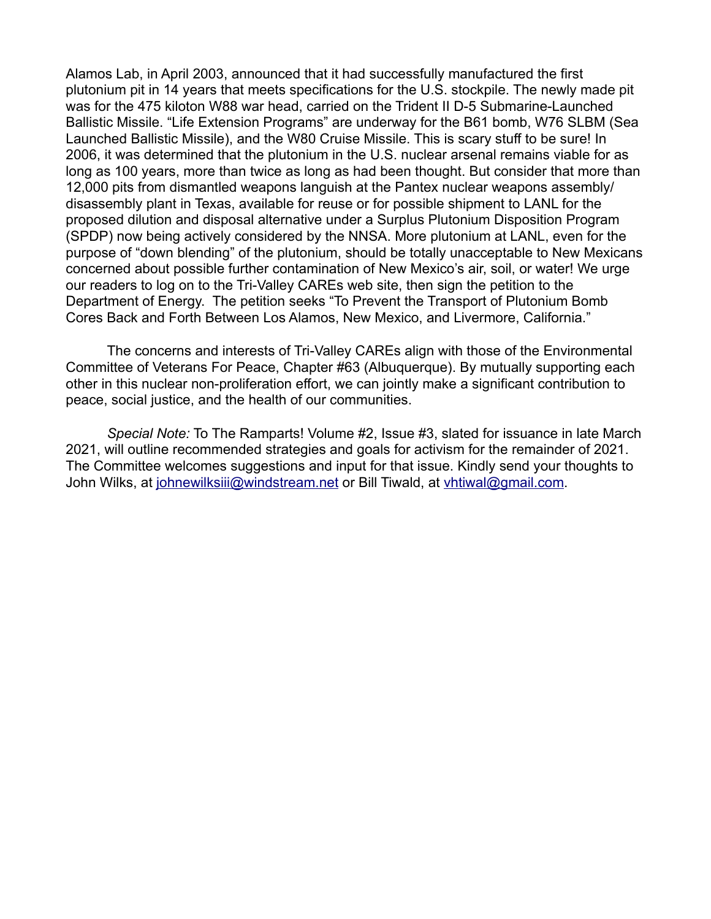Alamos Lab, in April 2003, announced that it had successfully manufactured the first plutonium pit in 14 years that meets specifications for the U.S. stockpile. The newly made pit was for the 475 kiloton W88 war head, carried on the Trident II D-5 Submarine-Launched Ballistic Missile. "Life Extension Programs" are underway for the B61 bomb, W76 SLBM (Sea Launched Ballistic Missile), and the W80 Cruise Missile. This is scary stuff to be sure! In 2006, it was determined that the plutonium in the U.S. nuclear arsenal remains viable for as long as 100 years, more than twice as long as had been thought. But consider that more than 12,000 pits from dismantled weapons languish at the Pantex nuclear weapons assembly/ disassembly plant in Texas, available for reuse or for possible shipment to LANL for the proposed dilution and disposal alternative under a Surplus Plutonium Disposition Program (SPDP) now being actively considered by the NNSA. More plutonium at LANL, even for the purpose of "down blending" of the plutonium, should be totally unacceptable to New Mexicans concerned about possible further contamination of New Mexico's air, soil, or water! We urge our readers to log on to the Tri-Valley CAREs web site, then sign the petition to the Department of Energy. The petition seeks "To Prevent the Transport of Plutonium Bomb Cores Back and Forth Between Los Alamos, New Mexico, and Livermore, California."

The concerns and interests of Tri-Valley CAREs align with those of the Environmental Committee of Veterans For Peace, Chapter #63 (Albuquerque). By mutually supporting each other in this nuclear non-proliferation effort, we can jointly make a significant contribution to peace, social justice, and the health of our communities.

*Special Note:* To The Ramparts! Volume #2, Issue #3, slated for issuance in late March 2021, will outline recommended strategies and goals for activism for the remainder of 2021. The Committee welcomes suggestions and input for that issue. Kindly send your thoughts to John Wilks, at johnewilksiii@windstream.net or Bill Tiwald, at vhtiwal@gmail.com.